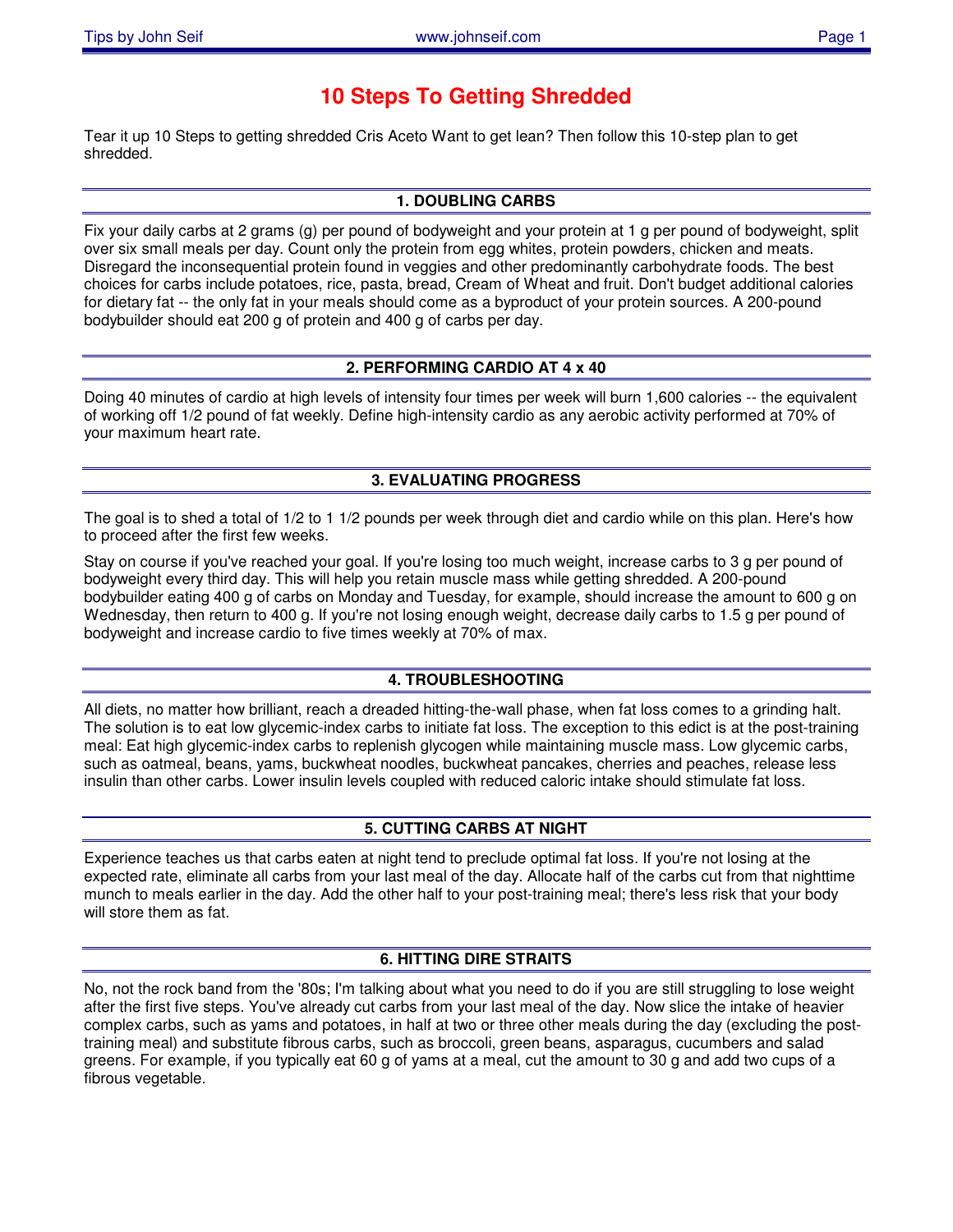# 10 Steps To Getting Shredded

Tear it up 10 Steps to getting shredded Cris Aceto Want to get lean? Then follow this 10-step plan to get shredded.

## 1. DOUBLING CARBS

Fix your daily carbs at 2 grams (g) per pound of bodyweight and your protein at 1 g per pound of bodyweight, split over six small meals per day. Count only the protein from egg whites, protein powders, chicken and meats. Disregard the inconsequential protein found in veggies and other predominantly carbohydrate foods. The best choices for carbs include potatoes, rice, pasta, bread, Cream of Wheat and fruit. Don't budget additional calories for dietary fat -- the only fat in your meals should come as a byproduct of your protein sources. A 200-pound bodybuilder should eat 200 g of protein and 400 g of carbs per day.

## 2. PERFORMING CARDIO AT 4 x 40

Doing 40 minutes of cardio at high levels of intensity four times per week will burn 1,600 calories -- the equivalent of working off 1/2 pound of fat weekly. Define high-intensity cardio as any aerobic activity performed at 70% of your maximum heart rate.

## 3. EVALUATING PROGRESS

The goal is to shed a total of 1/2 to 1 1/2 pounds per week through diet and cardio while on this plan. Here's how to proceed after the first few weeks.

Stay on course if you've reached your goal. If you're losing too much weight, increase carbs to 3 g per pound of bodyweight every third day. This will help you retain muscle mass while getting shredded. A 200-pound bodybuilder eating 400 g of carbs on Monday and Tuesday, for example, should increase the amount to 600 g on Wednesday, then return to 400 g. If you're not losing enough weight, decrease daily carbs to 1.5 g per pound of bodyweight and increase cardio to five times weekly at 70% of max.

## 4. TROUBLESHOOTING

All diets, no matter how brilliant, reach a dreaded hitting-the-wall phase, when fat loss comes to a grinding halt. The solution is to eat low glycemic-index carbs to initiate fat loss. The exception to this edict is at the post-training meal: Eat high glycemic-index carbs to replenish glycogen while maintaining muscle mass. Low glycemic carbs, such as oatmeal, beans, yams, buckwheat noodles, buckwheat pancakes, cherries and peaches, release less insulin than other carbs. Lower insulin levels coupled with reduced caloric intake should stimulate fat loss.

## 5. CUTTING CARBS AT NIGHT

Experience teaches us that carbs eaten at night tend to preclude optimal fat loss. If you're not losing at the expected rate, eliminate all carbs from your last meal of the day. Allocate half of the carbs cut from that nighttime munch to meals earlier in the day. Add the other half to your post-training meal; there's less risk that your body will store them as fat.

## 6. HITTING DIRE STRAITS

No, not the rock band from the '80s; I'm talking about what you need to do if you are still struggling to lose weight after the first five steps. You've already cut carbs from your last meal of the day. Now slice the intake of heavier complex carbs, such as yams and potatoes, in half at two or three other meals during the day (excluding the post-training meal) and substitute fibrous carbs, such as broccoli, green beans, asparagus, cucumbers and salad greens. For example, if you typically eat 60 g of yams at a meal, cut the amount to 30 g and add two cups of a fibrous vegetable.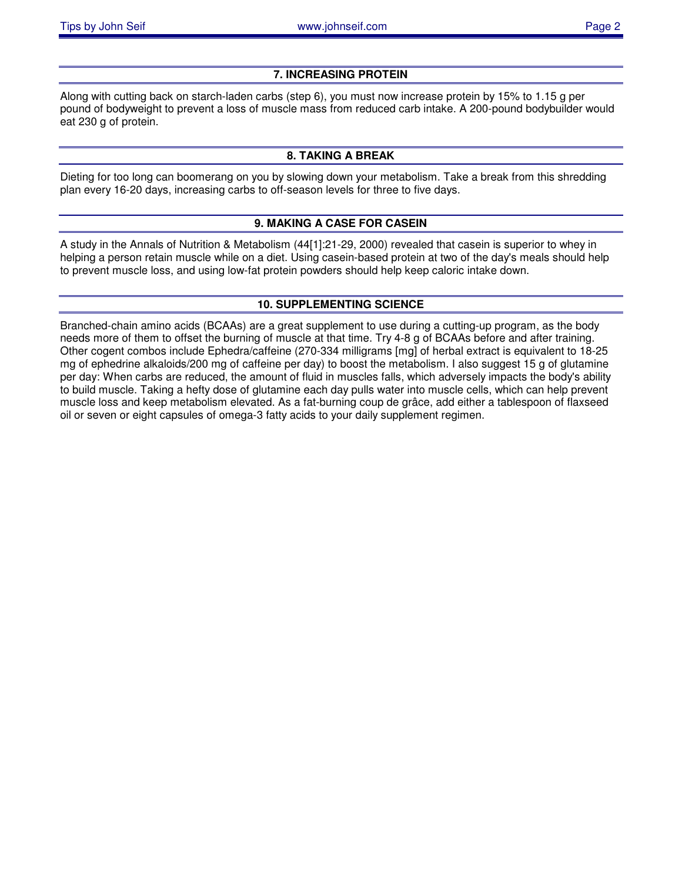## 7. INCREASING PROTEIN

Along with cutting back on starch-laden carbs (step 6), you must now increase protein by 15% to 1.15 g per pound of bodyweight to prevent a loss of muscle mass from reduced carb intake. A 200-pound bodybuilder would eat 230 g of protein.

## 8. TAKING A BREAK

Dieting for too long can boomerang on you by slowing down your metabolism. Take a break from this shredding plan every 16-20 days, increasing carbs to off-season levels for three to five days.

## 9. MAKING A CASE FOR CASEIN

A study in the Annals of Nutrition & Metabolism (44[1]:21-29, 2000) revealed that casein is superior to whey in helping a person retain muscle while on a diet. Using casein-based protein at two of the day's meals should help to prevent muscle loss, and using low-fat protein powders should help keep caloric intake down.

## 10. SUPPLEMENTING SCIENCE

Branched-chain amino acids (BCAAs) are a great supplement to use during a cutting-up program, as the body needs more of them to offset the burning of muscle at that time. Try 4-8 g of BCAAs before and after training. Other cogent combos include Ephedra/caffeine (270-334 milligrams [mg] of herbal extract is equivalent to 18-25 mg of ephedrine alkaloids/200 mg of caffeine per day) to boost the metabolism. I also suggest 15 g of glutamine per day: When carbs are reduced, the amount of fluid in muscles falls, which adversely impacts the body's ability to build muscle. Taking a hefty dose of glutamine each day pulls water into muscle cells, which can help prevent muscle loss and keep metabolism elevated. As a fat-burning coup de grâce, add either a tablespoon of flaxseed oil or seven or eight capsules of omega-3 fatty acids to your daily supplement regimen.